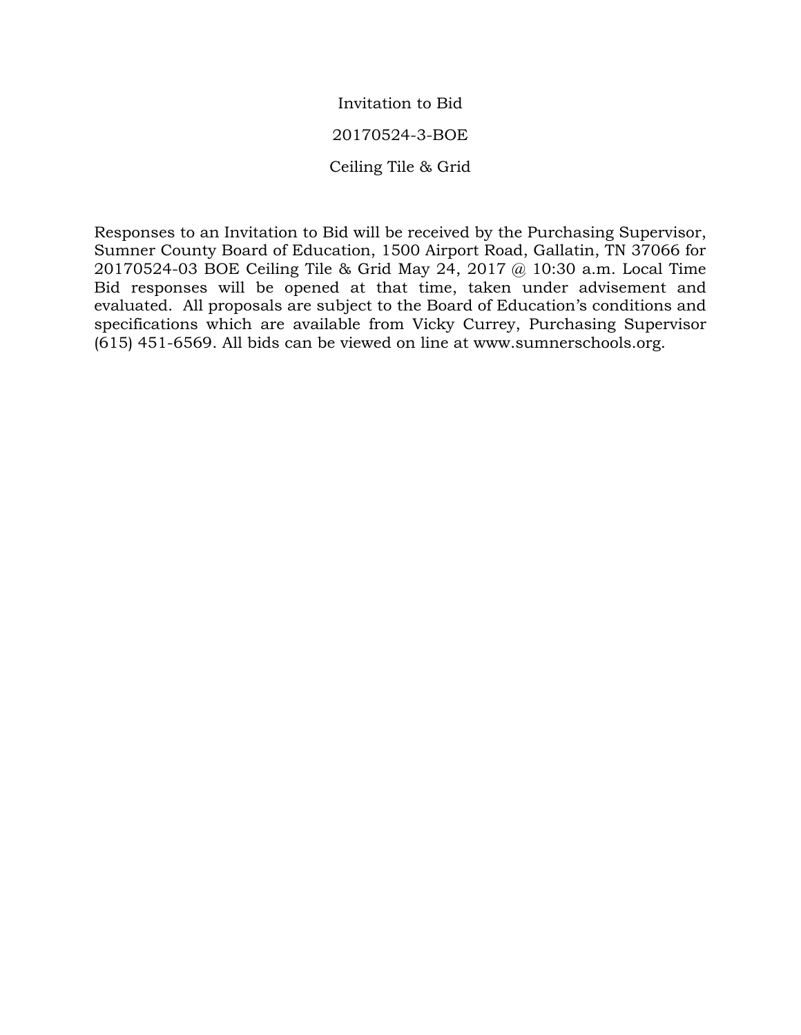# Invitation to Bid

## 20170524-3-BOE

## Ceiling Tile & Grid

Responses to an Invitation to Bid will be received by the Purchasing Supervisor, Sumner County Board of Education, 1500 Airport Road, Gallatin, TN 37066 for 20170524-03 BOE Ceiling Tile & Grid May 24, 2017 @ 10:30 a.m. Local Time Bid responses will be opened at that time, taken under advisement and evaluated. All proposals are subject to the Board of Education's conditions and specifications which are available from Vicky Currey, Purchasing Supervisor (615) 451-6569. All bids can be viewed on line at www.sumnerschools.org.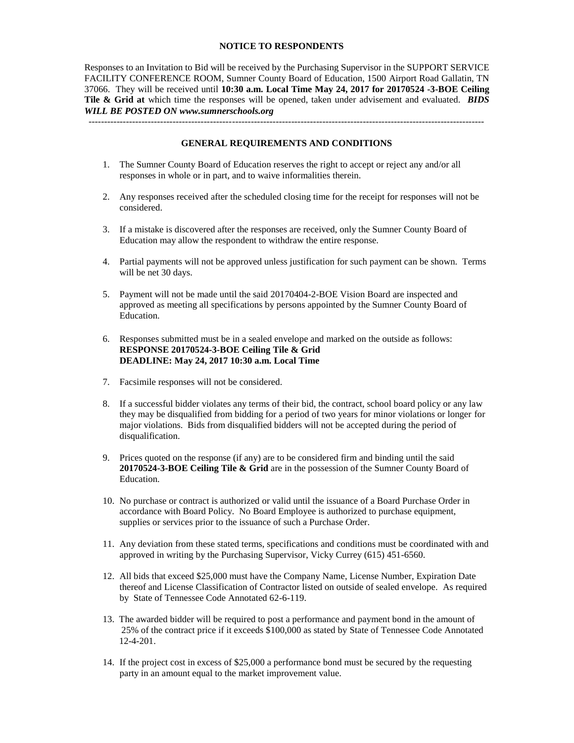## NOTICE TO RESPONDENTS

Responses to an Invitation to Bid will be received by the Purchasing Supervisor in the SUPPORT SERVICE FACILITY CONFERENCE ROOM, Sumner County Board of Education, 1500 Airport Road Gallatin, TN 37066. They will be received until **10:30 a.m. Local Time May 24, 2017 for 20170524 -3-BOE Ceiling Tile & Grid at** which time the responses will be opened, taken under advisement and evaluated. ***BIDS WILL BE POSTED ON www.sumnerschools.org***

---

## GENERAL REQUIREMENTS AND CONDITIONS

1. The Sumner County Board of Education reserves the right to accept or reject any and/or all responses in whole or in part, and to waive informalities therein.

2. Any responses received after the scheduled closing time for the receipt for responses will not be considered.

3. If a mistake is discovered after the responses are received, only the Sumner County Board of Education may allow the respondent to withdraw the entire response.

4. Partial payments will not be approved unless justification for such payment can be shown. Terms will be net 30 days.

5. Payment will not be made until the said 20170404-2-BOE Vision Board are inspected and approved as meeting all specifications by persons appointed by the Sumner County Board of Education.

6. Responses submitted must be in a sealed envelope and marked on the outside as follows:
   **RESPONSE 20170524-3-BOE Ceiling Tile & Grid**
   **DEADLINE: May 24, 2017 10:30 a.m. Local Time**

7. Facsimile responses will not be considered.

8. If a successful bidder violates any terms of their bid, the contract, school board policy or any law they may be disqualified from bidding for a period of two years for minor violations or longer for major violations. Bids from disqualified bidders will not be accepted during the period of disqualification.

9. Prices quoted on the response (if any) are to be considered firm and binding until the said **20170524-3-BOE Ceiling Tile & Grid** are in the possession of the Sumner County Board of Education.

10. No purchase or contract is authorized or valid until the issuance of a Board Purchase Order in accordance with Board Policy. No Board Employee is authorized to purchase equipment, supplies or services prior to the issuance of such a Purchase Order.

11. Any deviation from these stated terms, specifications and conditions must be coordinated with and approved in writing by the Purchasing Supervisor, Vicky Currey (615) 451-6560.

12. All bids that exceed $25,000 must have the Company Name, License Number, Expiration Date thereof and License Classification of Contractor listed on outside of sealed envelope. As required by State of Tennessee Code Annotated 62-6-119.

13. The awarded bidder will be required to post a performance and payment bond in the amount of 25% of the contract price if it exceeds $100,000 as stated by State of Tennessee Code Annotated 12-4-201.

14. If the project cost in excess of $25,000 a performance bond must be secured by the requesting party in an amount equal to the market improvement value.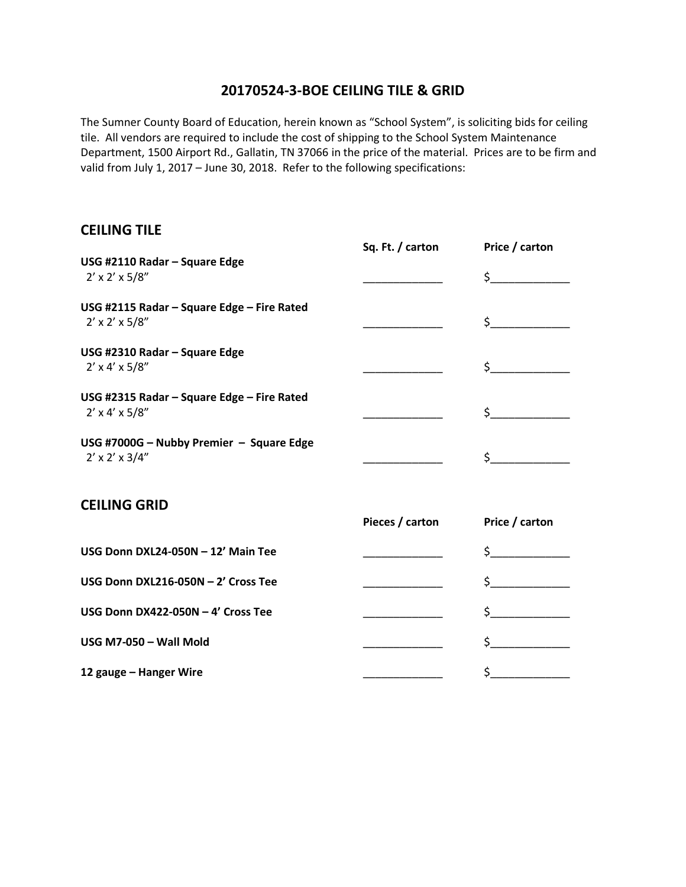# 20170524-3-BOE CEILING TILE & GRID

The Sumner County Board of Education, herein known as "School System", is soliciting bids for ceiling tile. All vendors are required to include the cost of shipping to the School System Maintenance Department, 1500 Airport Rd., Gallatin, TN 37066 in the price of the material. Prices are to be firm and valid from July 1, 2017 – June 30, 2018. Refer to the following specifications:

## CEILING TILE

| | Sq. Ft. / carton | Price / carton |
|---|---|---|
| **USG #2110 Radar – Square Edge**<br>2' x 2' x 5/8" | _____________ | $_____________ |
| **USG #2115 Radar – Square Edge – Fire Rated**<br>2' x 2' x 5/8" | _____________ | $_____________ |
| **USG #2310 Radar – Square Edge**<br>2' x 4' x 5/8" | _____________ | $_____________ |
| **USG #2315 Radar – Square Edge – Fire Rated**<br>2' x 4' x 5/8" | _____________ | $_____________ |
| **USG #7000G – Nubby Premier – Square Edge**<br>2' x 2' x 3/4" | _____________ | $_____________ |

## CEILING GRID

| | Pieces / carton | Price / carton |
|---|---|---|
| **USG Donn DXL24-050N – 12' Main Tee** | _____________ | $_____________ |
| **USG Donn DXL216-050N – 2' Cross Tee** | _____________ | $_____________ |
| **USG Donn DX422-050N – 4' Cross Tee** | _____________ | $_____________ |
| **USG M7-050 – Wall Mold** | _____________ | $_____________ |
| **12 gauge – Hanger Wire** | _____________ | $_____________ |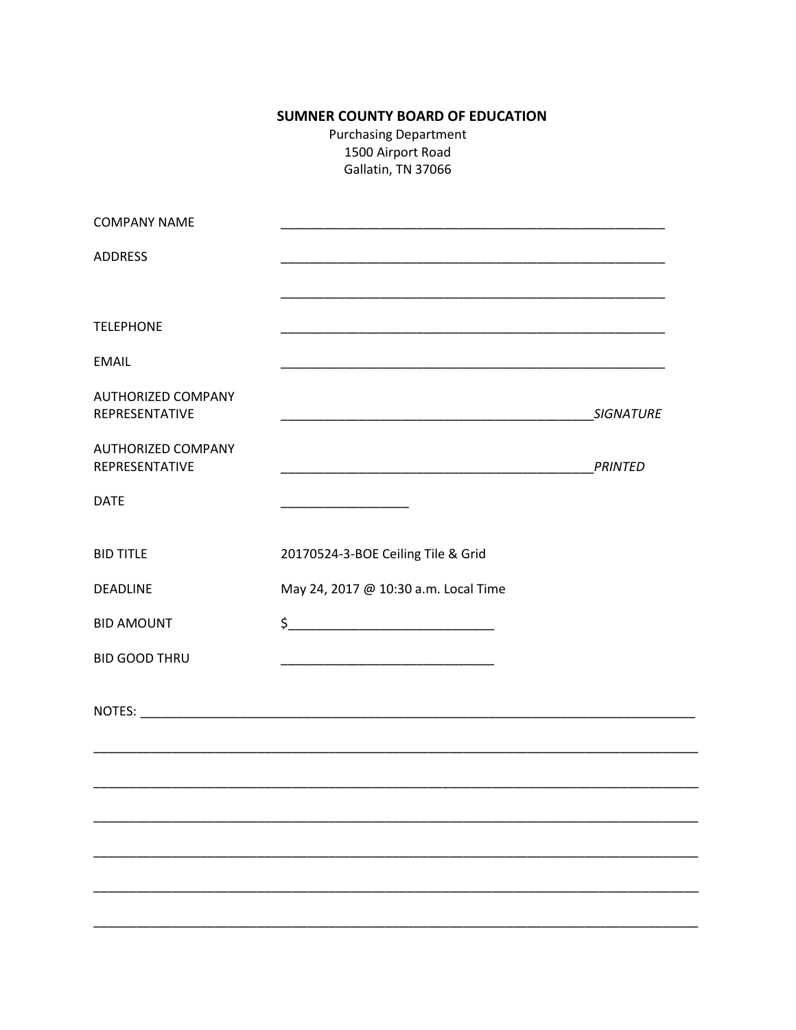**SUMNER COUNTY BOARD OF EDUCATION**

Purchasing Department
1500 Airport Road
Gallatin, TN 37066

COMPANY NAME _______________________________________________________

ADDRESS _______________________________________________________

_______________________________________________________

TELEPHONE _______________________________________________________

EMAIL _______________________________________________________

AUTHORIZED COMPANY REPRESENTATIVE ____________________________________________*SIGNATURE*

AUTHORIZED COMPANY REPRESENTATIVE ____________________________________________*PRINTED*

DATE __________________

BID TITLE 20170524-3-BOE Ceiling Tile & Grid

DEADLINE May 24, 2017 @ 10:30 a.m. Local Time

BID AMOUNT $____________________________

BID GOOD THRU ______________________________

NOTES: ______________________________________________________________________________

_________________________________________________________________________________________

_________________________________________________________________________________________

_________________________________________________________________________________________

_________________________________________________________________________________________

_________________________________________________________________________________________

_________________________________________________________________________________________